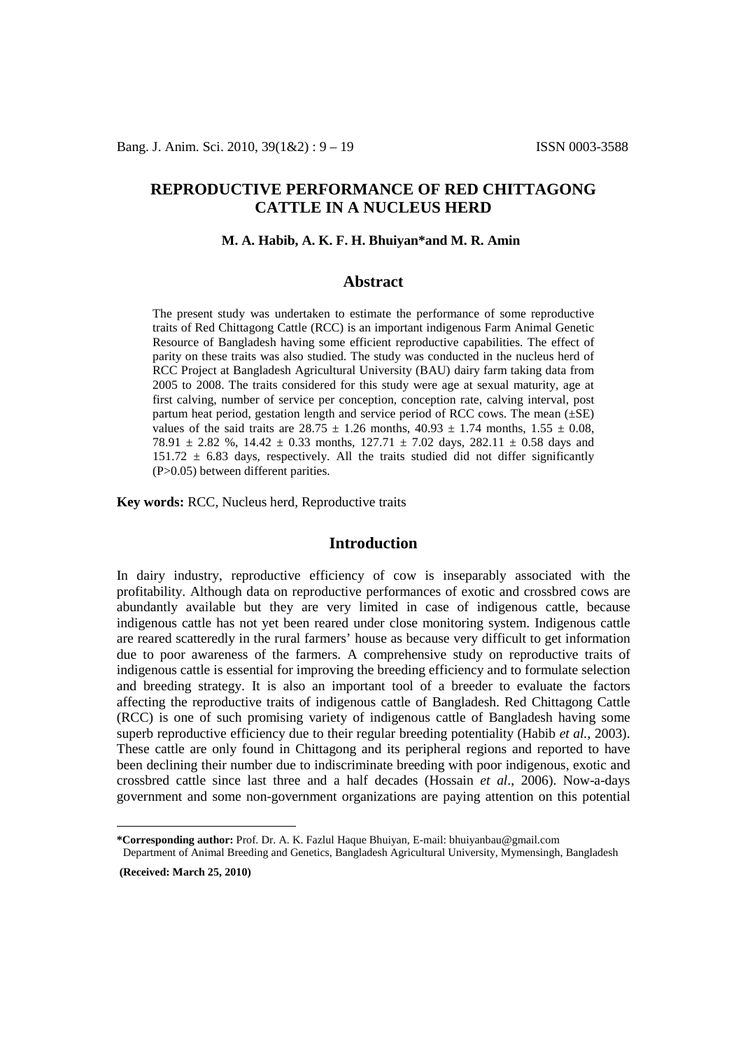# REPRODUCTIVE PERFORMANCE OF RED CHITTAGONG CATTLE IN A NUCLEUS HERD

**M. A. Habib, A. K. F. H. Bhuiyan*and M. R. Amin**

## Abstract

The present study was undertaken to estimate the performance of some reproductive traits of Red Chittagong Cattle (RCC) is an important indigenous Farm Animal Genetic Resource of Bangladesh having some efficient reproductive capabilities. The effect of parity on these traits was also studied. The study was conducted in the nucleus herd of RCC Project at Bangladesh Agricultural University (BAU) dairy farm taking data from 2005 to 2008. The traits considered for this study were age at sexual maturity, age at first calving, number of service per conception, conception rate, calving interval, post partum heat period, gestation length and service period of RCC cows. The mean (±SE) values of the said traits are 28.75 ± 1.26 months, 40.93 ± 1.74 months, 1.55 ± 0.08, 78.91 ± 2.82 %, 14.42 ± 0.33 months, 127.71 ± 7.02 days, 282.11 ± 0.58 days and 151.72 ± 6.83 days, respectively. All the traits studied did not differ significantly (P>0.05) between different parities.

**Key words:** RCC, Nucleus herd, Reproductive traits

## Introduction

In dairy industry, reproductive efficiency of cow is inseparably associated with the profitability. Although data on reproductive performances of exotic and crossbred cows are abundantly available but they are very limited in case of indigenous cattle, because indigenous cattle has not yet been reared under close monitoring system. Indigenous cattle are reared scatteredly in the rural farmers' house as because very difficult to get information due to poor awareness of the farmers. A comprehensive study on reproductive traits of indigenous cattle is essential for improving the breeding efficiency and to formulate selection and breeding strategy. It is also an important tool of a breeder to evaluate the factors affecting the reproductive traits of indigenous cattle of Bangladesh. Red Chittagong Cattle (RCC) is one of such promising variety of indigenous cattle of Bangladesh having some superb reproductive efficiency due to their regular breeding potentiality (Habib *et al.*, 2003). These cattle are only found in Chittagong and its peripheral regions and reported to have been declining their number due to indiscriminate breeding with poor indigenous, exotic and crossbred cattle since last three and a half decades (Hossain *et al*., 2006). Now-a-days government and some non-government organizations are paying attention on this potential

---

**\*Corresponding author:** Prof. Dr. A. K. Fazlul Haque Bhuiyan, E-mail: bhuiyanbau@gmail.com
Department of Animal Breeding and Genetics, Bangladesh Agricultural University, Mymensingh, Bangladesh

**(Received: March 25, 2010)**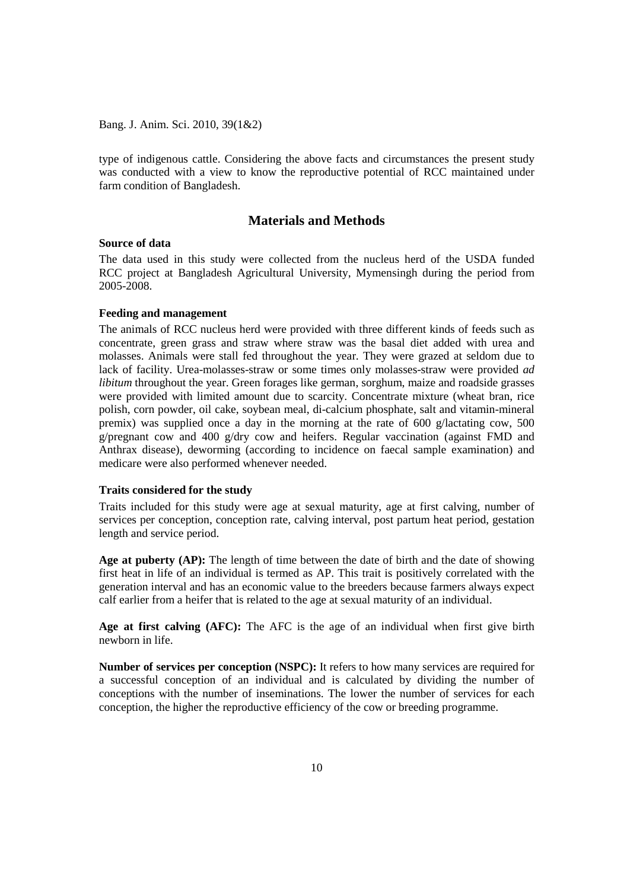type of indigenous cattle. Considering the above facts and circumstances the present study was conducted with a view to know the reproductive potential of RCC maintained under farm condition of Bangladesh.

## Materials and Methods

### Source of data

The data used in this study were collected from the nucleus herd of the USDA funded RCC project at Bangladesh Agricultural University, Mymensingh during the period from 2005-2008.

### Feeding and management

The animals of RCC nucleus herd were provided with three different kinds of feeds such as concentrate, green grass and straw where straw was the basal diet added with urea and molasses. Animals were stall fed throughout the year. They were grazed at seldom due to lack of facility. Urea-molasses-straw or some times only molasses-straw were provided *ad libitum* throughout the year. Green forages like german, sorghum, maize and roadside grasses were provided with limited amount due to scarcity. Concentrate mixture (wheat bran, rice polish, corn powder, oil cake, soybean meal, di-calcium phosphate, salt and vitamin-mineral premix) was supplied once a day in the morning at the rate of 600 g/lactating cow, 500 g/pregnant cow and 400 g/dry cow and heifers. Regular vaccination (against FMD and Anthrax disease), deworming (according to incidence on faecal sample examination) and medicare were also performed whenever needed.

### Traits considered for the study

Traits included for this study were age at sexual maturity, age at first calving, number of services per conception, conception rate, calving interval, post partum heat period, gestation length and service period.

**Age at puberty (AP):** The length of time between the date of birth and the date of showing first heat in life of an individual is termed as AP. This trait is positively correlated with the generation interval and has an economic value to the breeders because farmers always expect calf earlier from a heifer that is related to the age at sexual maturity of an individual.

**Age at first calving (AFC):** The AFC is the age of an individual when first give birth newborn in life.

**Number of services per conception (NSPC):** It refers to how many services are required for a successful conception of an individual and is calculated by dividing the number of conceptions with the number of inseminations. The lower the number of services for each conception, the higher the reproductive efficiency of the cow or breeding programme.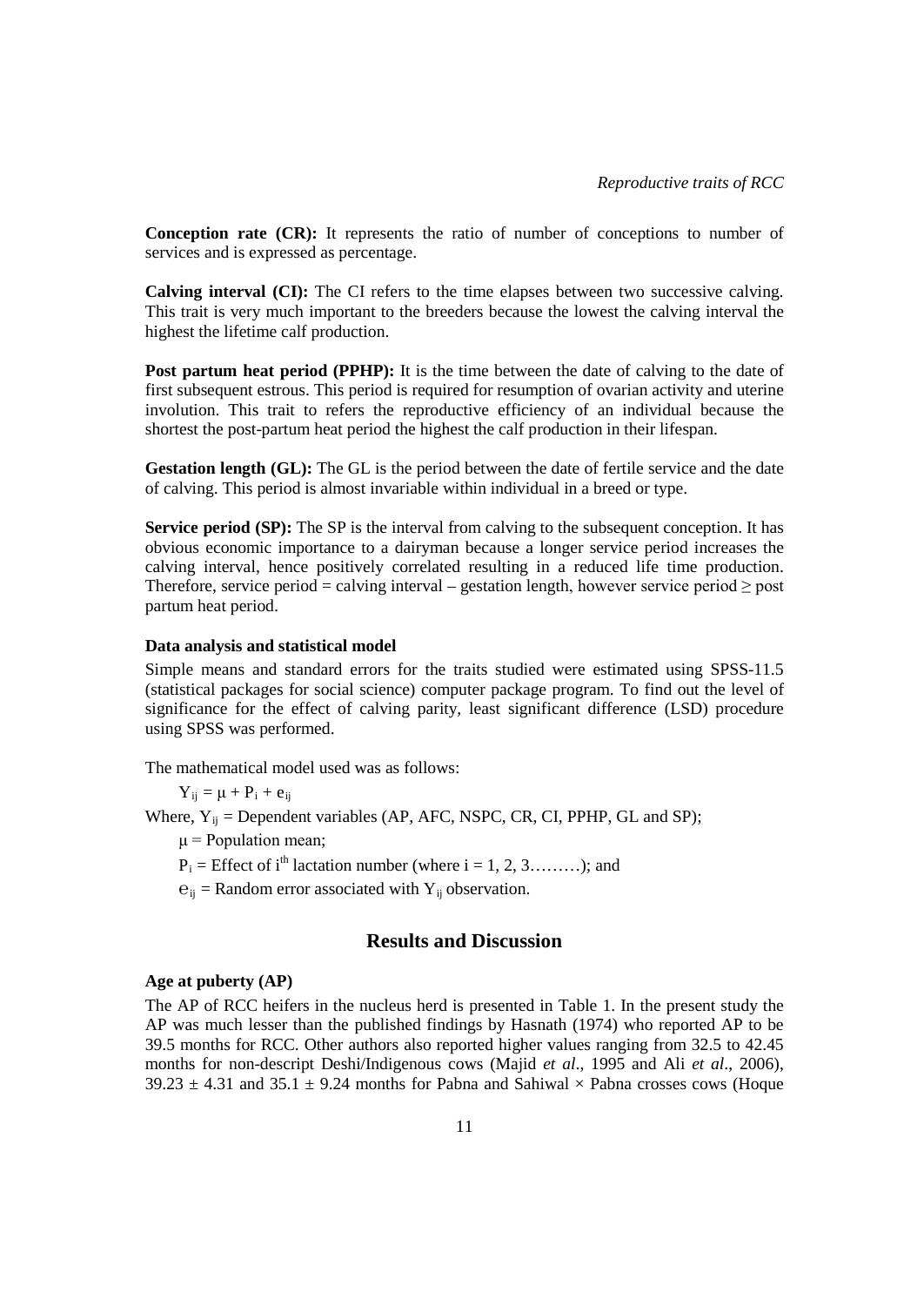**Conception rate (CR):** It represents the ratio of number of conceptions to number of services and is expressed as percentage.

**Calving interval (CI):** The CI refers to the time elapses between two successive calving. This trait is very much important to the breeders because the lowest the calving interval the highest the lifetime calf production.

**Post partum heat period (PPHP):** It is the time between the date of calving to the date of first subsequent estrous. This period is required for resumption of ovarian activity and uterine involution. This trait to refers the reproductive efficiency of an individual because the shortest the post-partum heat period the highest the calf production in their lifespan.

**Gestation length (GL):** The GL is the period between the date of fertile service and the date of calving. This period is almost invariable within individual in a breed or type.

**Service period (SP):** The SP is the interval from calving to the subsequent conception. It has obvious economic importance to a dairyman because a longer service period increases the calving interval, hence positively correlated resulting in a reduced life time production. Therefore, service period = calving interval – gestation length, however service period ≥ post partum heat period.

### Data analysis and statistical model

Simple means and standard errors for the traits studied were estimated using SPSS-11.5 (statistical packages for social science) computer package program. To find out the level of significance for the effect of calving parity, least significant difference (LSD) procedure using SPSS was performed.

The mathematical model used was as follows:

$$Y_{ij} = \mu + P_i + e_{ij}$$

Where, $Y_{ij}$ = Dependent variables (AP, AFC, NSPC, CR, CI, PPHP, GL and SP);

$\mu$ = Population mean;

$P_i$ = Effect of $i^{th}$ lactation number (where i = 1, 2, 3………); and

$e_{ij}$ = Random error associated with $Y_{ij}$ observation.

## Results and Discussion

### Age at puberty (AP)

The AP of RCC heifers in the nucleus herd is presented in Table 1. In the present study the AP was much lesser than the published findings by Hasnath (1974) who reported AP to be 39.5 months for RCC. Other authors also reported higher values ranging from 32.5 to 42.45 months for non-descript Deshi/Indigenous cows (Majid *et al*., 1995 and Ali *et al*., 2006), $39.23 \pm 4.31$ and $35.1 \pm 9.24$ months for Pabna and Sahiwal × Pabna crosses cows (Hoque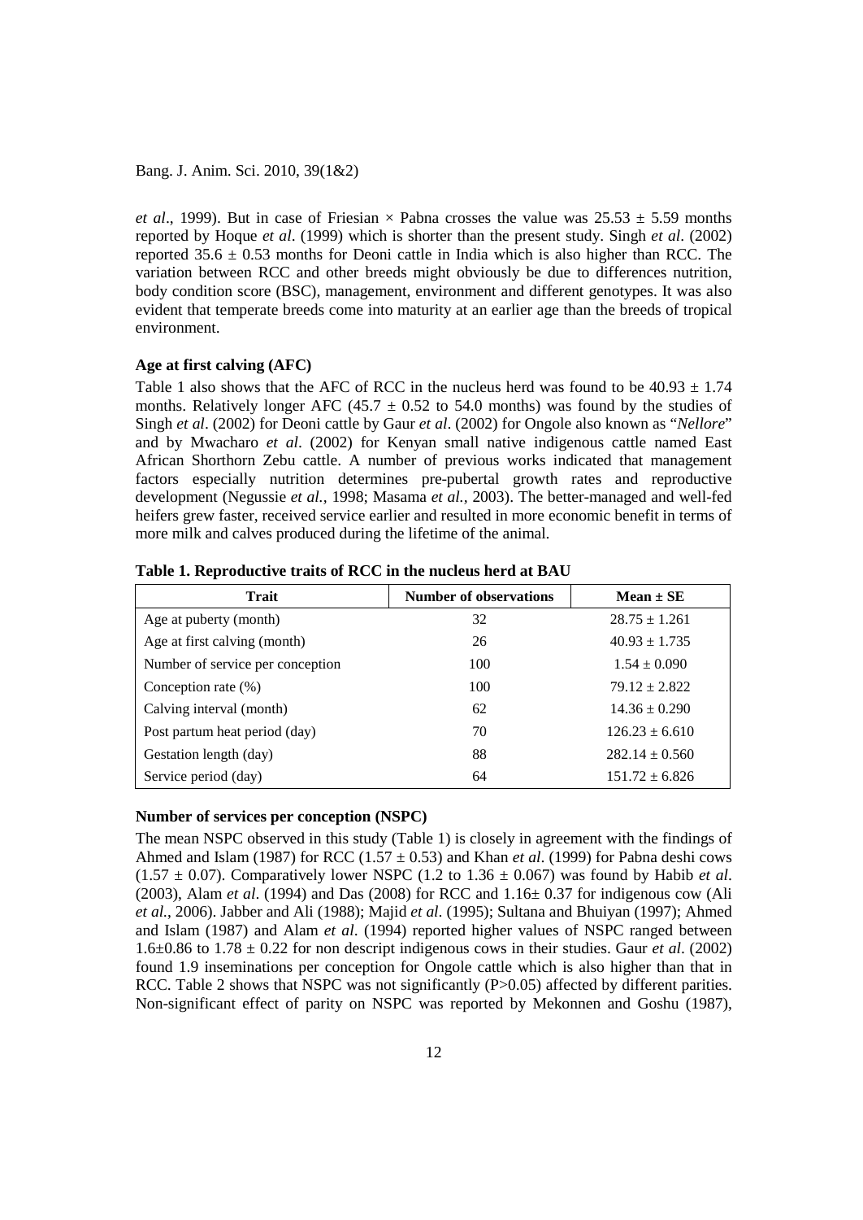*et al*., 1999). But in case of Friesian × Pabna crosses the value was 25.53 ± 5.59 months reported by Hoque *et al*. (1999) which is shorter than the present study. Singh *et al*. (2002) reported 35.6 ± 0.53 months for Deoni cattle in India which is also higher than RCC. The variation between RCC and other breeds might obviously be due to differences nutrition, body condition score (BSC), management, environment and different genotypes. It was also evident that temperate breeds come into maturity at an earlier age than the breeds of tropical environment.

### Age at first calving (AFC)

Table 1 also shows that the AFC of RCC in the nucleus herd was found to be 40.93 ± 1.74 months. Relatively longer AFC (45.7 ± 0.52 to 54.0 months) was found by the studies of Singh *et al*. (2002) for Deoni cattle by Gaur *et al*. (2002) for Ongole also known as "*Nellore*" and by Mwacharo *et al*. (2002) for Kenyan small native indigenous cattle named East African Shorthorn Zebu cattle. A number of previous works indicated that management factors especially nutrition determines pre-pubertal growth rates and reproductive development (Negussie *et al.*, 1998; Masama *et al.*, 2003). The better-managed and well-fed heifers grew faster, received service earlier and resulted in more economic benefit in terms of more milk and calves produced during the lifetime of the animal.

**Table 1. Reproductive traits of RCC in the nucleus herd at BAU**

| Trait | Number of observations | Mean ± SE |
|---|---|---|
| Age at puberty (month) | 32 | 28.75 ± 1.261 |
| Age at first calving (month) | 26 | 40.93 ± 1.735 |
| Number of service per conception | 100 | 1.54 ± 0.090 |
| Conception rate (%) | 100 | 79.12 ± 2.822 |
| Calving interval (month) | 62 | 14.36 ± 0.290 |
| Post partum heat period (day) | 70 | 126.23 ± 6.610 |
| Gestation length (day) | 88 | 282.14 ± 0.560 |
| Service period (day) | 64 | 151.72 ± 6.826 |

### Number of services per conception (NSPC)

The mean NSPC observed in this study (Table 1) is closely in agreement with the findings of Ahmed and Islam (1987) for RCC (1.57 ± 0.53) and Khan *et al*. (1999) for Pabna deshi cows (1.57 ± 0.07). Comparatively lower NSPC (1.2 to 1.36 ± 0.067) was found by Habib *et al*. (2003), Alam *et al*. (1994) and Das (2008) for RCC and 1.16± 0.37 for indigenous cow (Ali *et al.*, 2006). Jabber and Ali (1988); Majid *et al*. (1995); Sultana and Bhuiyan (1997); Ahmed and Islam (1987) and Alam *et al*. (1994) reported higher values of NSPC ranged between 1.6±0.86 to 1.78 ± 0.22 for non descript indigenous cows in their studies. Gaur *et al*. (2002) found 1.9 inseminations per conception for Ongole cattle which is also higher than that in RCC. Table 2 shows that NSPC was not significantly ($P>0.05$) affected by different parities. Non-significant effect of parity on NSPC was reported by Mekonnen and Goshu (1987),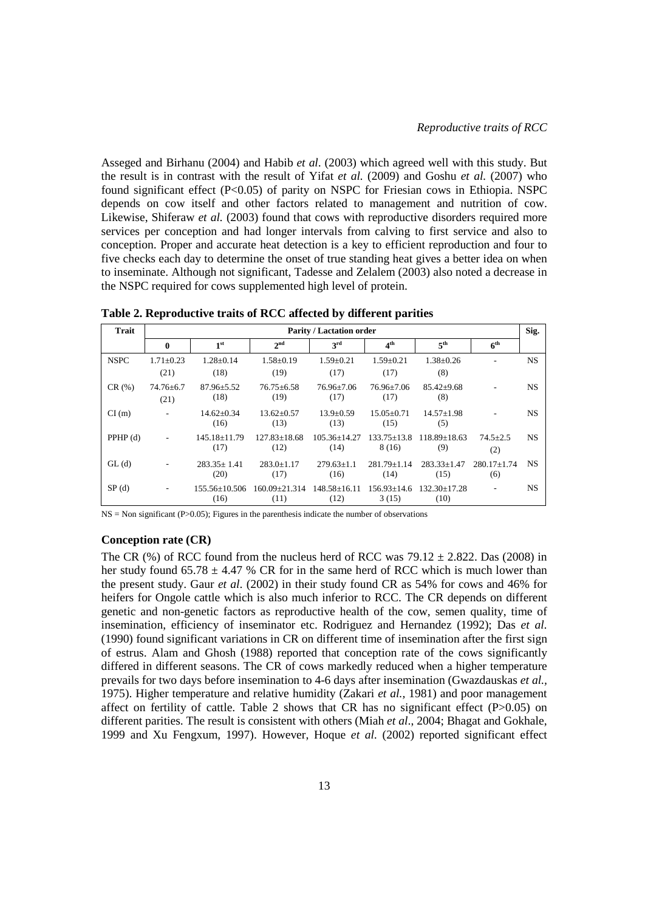Asseged and Birhanu (2004) and Habib *et al*. (2003) which agreed well with this study. But the result is in contrast with the result of Yifat *et al.* (2009) and Goshu *et al.* (2007) who found significant effect ($P<0.05$) of parity on NSPC for Friesian cows in Ethiopia. NSPC depends on cow itself and other factors related to management and nutrition of cow. Likewise, Shiferaw *et al.* (2003) found that cows with reproductive disorders required more services per conception and had longer intervals from calving to first service and also to conception. Proper and accurate heat detection is a key to efficient reproduction and four to five checks each day to determine the onset of true standing heat gives a better idea on when to inseminate. Although not significant, Tadesse and Zelalem (2003) also noted a decrease in the NSPC required for cows supplemented high level of protein.

**Table 2. Reproductive traits of RCC affected by different parities**

| Trait | Parity / Lactation order | | | | | | | Sig. |
|---|---|---|---|---|---|---|---|---|
| | **0** | **1st** | **2nd** | **3rd** | **4th** | **5th** | **6th** | |
| NSPC | 1.71±0.23 (21) | 1.28±0.14 (18) | 1.58±0.19 (19) | 1.59±0.21 (17) | 1.59±0.21 (17) | 1.38±0.26 (8) | - | NS |
| CR (%) | 74.76±6.7 (21) | 87.96±5.52 (18) | 76.75±6.58 (19) | 76.96±7.06 (17) | 76.96±7.06 (17) | 85.42±9.68 (8) | - | NS |
| CI (m) | - | 14.62±0.34 (16) | 13.62±0.57 (13) | 13.9±0.59 (13) | 15.05±0.71 (15) | 14.57±1.98 (5) | - | NS |
| PPHP (d) | - | 145.18±11.79 (17) | 127.83±18.68 (12) | 105.36±14.27 (14) | 133.75±13.8 8 (16) | 118.89±18.63 (9) | 74.5±2.5 (2) | NS |
| GL (d) | - | 283.35± 1.41 (20) | 283.0±1.17 (17) | 279.63±1.1 (16) | 281.79±1.14 (14) | 283.33±1.47 (15) | 280.17±1.74 (6) | NS |
| SP (d) | - | 155.56±10.506 (16) | 160.09±21.314 (11) | 148.58±16.11 (12) | 156.93±14.6 3 (15) | 132.30±17.28 (10) | - | NS |

NS = Non significant ($P>0.05$); Figures in the parenthesis indicate the number of observations

### Conception rate (CR)

The CR (%) of RCC found from the nucleus herd of RCC was $79.12 \pm 2.822$. Das (2008) in her study found $65.78 \pm 4.47$ % CR for in the same herd of RCC which is much lower than the present study. Gaur *et al*. (2002) in their study found CR as 54% for cows and 46% for heifers for Ongole cattle which is also much inferior to RCC. The CR depends on different genetic and non-genetic factors as reproductive health of the cow, semen quality, time of insemination, efficiency of inseminator etc. Rodriguez and Hernandez (1992); Das *et al*. (1990) found significant variations in CR on different time of insemination after the first sign of estrus. Alam and Ghosh (1988) reported that conception rate of the cows significantly differed in different seasons. The CR of cows markedly reduced when a higher temperature prevails for two days before insemination to 4-6 days after insemination (Gwazdauskas *et al.*, 1975). Higher temperature and relative humidity (Zakari *et al.*, 1981) and poor management affect on fertility of cattle. Table 2 shows that CR has no significant effect ($P>0.05$) on different parities. The result is consistent with others (Miah *et al*., 2004; Bhagat and Gokhale, 1999 and Xu Fengxum, 1997). However, Hoque *et al.* (2002) reported significant effect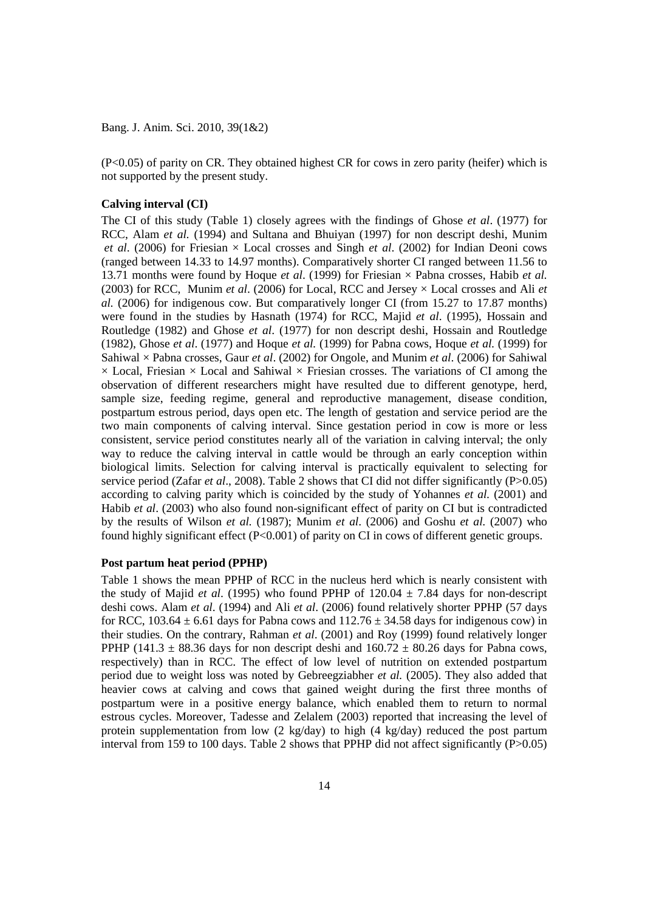(P<0.05) of parity on CR. They obtained highest CR for cows in zero parity (heifer) which is not supported by the present study.

**Calving interval (CI)**

The CI of this study (Table 1) closely agrees with the findings of Ghose *et al*. (1977) for RCC, Alam *et al.* (1994) and Sultana and Bhuiyan (1997) for non descript deshi, Munim *et al*. (2006) for Friesian × Local crosses and Singh *et al*. (2002) for Indian Deoni cows (ranged between 14.33 to 14.97 months). Comparatively shorter CI ranged between 11.56 to 13.71 months were found by Hoque *et al*. (1999) for Friesian × Pabna crosses, Habib *et al.* (2003) for RCC, Munim *et al*. (2006) for Local, RCC and Jersey × Local crosses and Ali *et al.* (2006) for indigenous cow. But comparatively longer CI (from 15.27 to 17.87 months) were found in the studies by Hasnath (1974) for RCC, Majid *et al*. (1995), Hossain and Routledge (1982) and Ghose *et al*. (1977) for non descript deshi, Hossain and Routledge (1982), Ghose *et al*. (1977) and Hoque *et al.* (1999) for Pabna cows, Hoque *et al.* (1999) for Sahiwal × Pabna crosses, Gaur *et al*. (2002) for Ongole, and Munim *et al*. (2006) for Sahiwal × Local, Friesian × Local and Sahiwal × Friesian crosses. The variations of CI among the observation of different researchers might have resulted due to different genotype, herd, sample size, feeding regime, general and reproductive management, disease condition, postpartum estrous period, days open etc. The length of gestation and service period are the two main components of calving interval. Since gestation period in cow is more or less consistent, service period constitutes nearly all of the variation in calving interval; the only way to reduce the calving interval in cattle would be through an early conception within biological limits. Selection for calving interval is practically equivalent to selecting for service period (Zafar *et al*., 2008). Table 2 shows that CI did not differ significantly (P>0.05) according to calving parity which is coincided by the study of Yohannes *et al.* (2001) and Habib *et al*. (2003) who also found non-significant effect of parity on CI but is contradicted by the results of Wilson *et al.* (1987); Munim *et al*. (2006) and Goshu *et al.* (2007) who found highly significant effect (P<0.001) of parity on CI in cows of different genetic groups.

**Post partum heat period (PPHP)**

Table 1 shows the mean PPHP of RCC in the nucleus herd which is nearly consistent with the study of Majid *et al*. (1995) who found PPHP of 120.04 ± 7.84 days for non-descript deshi cows. Alam *et al*. (1994) and Ali *et al*. (2006) found relatively shorter PPHP (57 days for RCC, 103.64 ± 6.61 days for Pabna cows and 112.76 ± 34.58 days for indigenous cow) in their studies. On the contrary, Rahman *et al*. (2001) and Roy (1999) found relatively longer PPHP (141.3 ± 88.36 days for non descript deshi and 160.72 ± 80.26 days for Pabna cows, respectively) than in RCC. The effect of low level of nutrition on extended postpartum period due to weight loss was noted by Gebreegziabher *et al.* (2005). They also added that heavier cows at calving and cows that gained weight during the first three months of postpartum were in a positive energy balance, which enabled them to return to normal estrous cycles. Moreover, Tadesse and Zelalem (2003) reported that increasing the level of protein supplementation from low (2 kg/day) to high (4 kg/day) reduced the post partum interval from 159 to 100 days. Table 2 shows that PPHP did not affect significantly (P>0.05)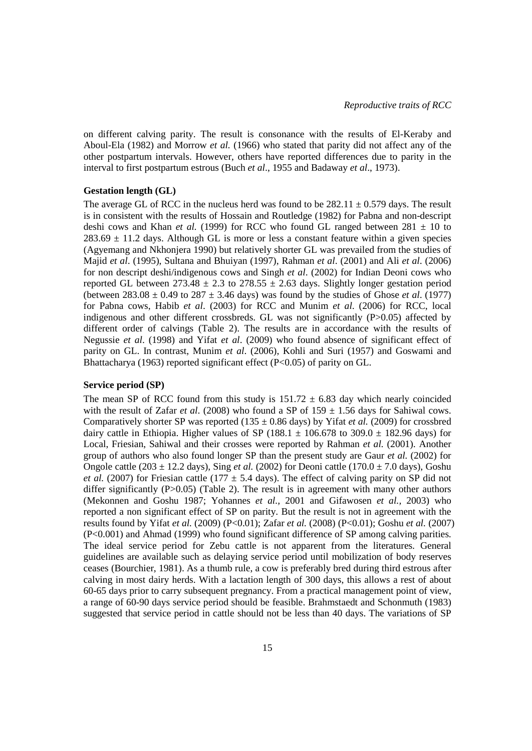on different calving parity. The result is consonance with the results of El-Keraby and Aboul-Ela (1982) and Morrow *et al.* (1966) who stated that parity did not affect any of the other postpartum intervals. However, others have reported differences due to parity in the interval to first postpartum estrous (Buch *et al*., 1955 and Badaway *et al*., 1973).

### Gestation length (GL)

The average GL of RCC in the nucleus herd was found to be $282.11 \pm 0.579$ days. The result is in consistent with the results of Hossain and Routledge (1982) for Pabna and non-descript deshi cows and Khan *et al.* (1999) for RCC who found GL ranged between $281 \pm 10$ to $283.69 \pm 11.2$ days. Although GL is more or less a constant feature within a given species (Agyemang and Nkhonjera 1990) but relatively shorter GL was prevailed from the studies of Majid *et al*. (1995), Sultana and Bhuiyan (1997), Rahman *et al*. (2001) and Ali *et al*. (2006) for non descript deshi/indigenous cows and Singh *et al*. (2002) for Indian Deoni cows who reported GL between $273.48 \pm 2.3$ to $278.55 \pm 2.63$ days. Slightly longer gestation period (between $283.08 \pm 0.49$ to $287 \pm 3.46$ days) was found by the studies of Ghose *et al*. (1977) for Pabna cows, Habib *et al*. (2003) for RCC and Munim *et al*. (2006) for RCC, local indigenous and other different crossbreds. GL was not significantly ($P>0.05$) affected by different order of calvings (Table 2). The results are in accordance with the results of Negussie *et al*. (1998) and Yifat *et al*. (2009) who found absence of significant effect of parity on GL. In contrast, Munim *et al*. (2006), Kohli and Suri (1957) and Goswami and Bhattacharya (1963) reported significant effect ($P<0.05$) of parity on GL.

### Service period (SP)

The mean SP of RCC found from this study is $151.72 \pm 6.83$ day which nearly coincided with the result of Zafar *et al*. (2008) who found a SP of $159 \pm 1.56$ days for Sahiwal cows. Comparatively shorter SP was reported ($135 \pm 0.86$ days) by Yifat *et al.* (2009) for crossbred dairy cattle in Ethiopia. Higher values of SP ($188.1 \pm 106.678$ to $309.0 \pm 182.96$ days) for Local, Friesian, Sahiwal and their crosses were reported by Rahman *et al.* (2001). Another group of authors who also found longer SP than the present study are Gaur *et al.* (2002) for Ongole cattle ($203 \pm 12.2$ days), Sing *et al.* (2002) for Deoni cattle ($170.0 \pm 7.0$ days), Goshu *et al.* (2007) for Friesian cattle ($177 \pm 5.4$ days). The effect of calving parity on SP did not differ significantly ($P>0.05$) (Table 2). The result is in agreement with many other authors (Mekonnen and Goshu 1987; Yohannes *et al.,* 2001 and Gifawosen *et al.,* 2003) who reported a non significant effect of SP on parity. But the result is not in agreement with the results found by Yifat *et al.* (2009) ($P<0.01$); Zafar *et al.* (2008) ($P<0.01$); Goshu *et al.* (2007) ($P<0.001$) and Ahmad (1999) who found significant difference of SP among calving parities. The ideal service period for Zebu cattle is not apparent from the literatures. General guidelines are available such as delaying service period until mobilization of body reserves ceases (Bourchier, 1981). As a thumb rule, a cow is preferably bred during third estrous after calving in most dairy herds. With a lactation length of 300 days, this allows a rest of about 60-65 days prior to carry subsequent pregnancy. From a practical management point of view, a range of 60-90 days service period should be feasible. Brahmstaedt and Schonmuth (1983) suggested that service period in cattle should not be less than 40 days. The variations of SP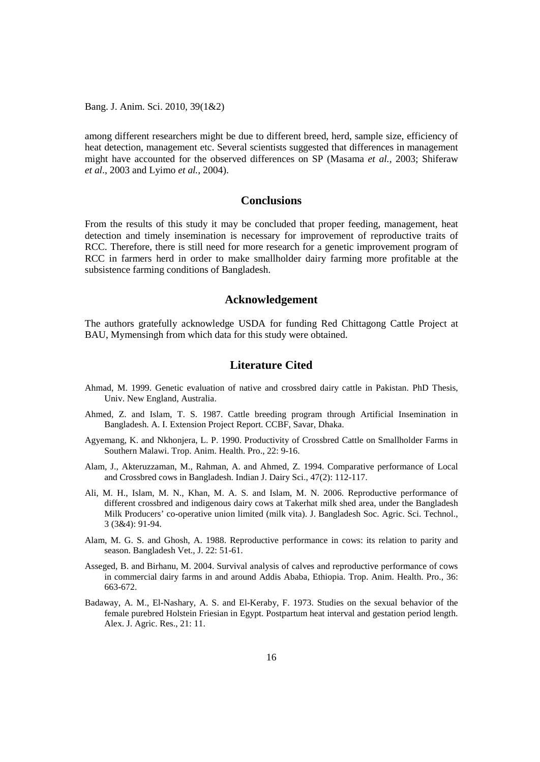among different researchers might be due to different breed, herd, sample size, efficiency of heat detection, management etc. Several scientists suggested that differences in management might have accounted for the observed differences on SP (Masama *et al.,* 2003; Shiferaw *et al*., 2003 and Lyimo *et al.,* 2004).

## Conclusions

From the results of this study it may be concluded that proper feeding, management, heat detection and timely insemination is necessary for improvement of reproductive traits of RCC. Therefore, there is still need for more research for a genetic improvement program of RCC in farmers herd in order to make smallholder dairy farming more profitable at the subsistence farming conditions of Bangladesh.

## Acknowledgement

The authors gratefully acknowledge USDA for funding Red Chittagong Cattle Project at BAU, Mymensingh from which data for this study were obtained.

## Literature Cited

Ahmad, M. 1999. Genetic evaluation of native and crossbred dairy cattle in Pakistan. PhD Thesis, Univ. New England, Australia.

Ahmed, Z. and Islam, T. S. 1987. Cattle breeding program through Artificial Insemination in Bangladesh. A. I. Extension Project Report. CCBF, Savar, Dhaka.

Agyemang, K. and Nkhonjera, L. P. 1990. Productivity of Crossbred Cattle on Smallholder Farms in Southern Malawi. Trop. Anim. Health. Pro., 22: 9-16.

Alam, J., Akteruzzaman, M., Rahman, A. and Ahmed, Z. 1994. Comparative performance of Local and Crossbred cows in Bangladesh. Indian J. Dairy Sci., 47(2): 112-117.

Ali, M. H., Islam, M. N., Khan, M. A. S. and Islam, M. N. 2006. Reproductive performance of different crossbred and indigenous dairy cows at Takerhat milk shed area, under the Bangladesh Milk Producers' co-operative union limited (milk vita). J. Bangladesh Soc. Agric. Sci. Technol., 3 (3&4): 91-94.

Alam, M. G. S. and Ghosh, A. 1988. Reproductive performance in cows: its relation to parity and season. Bangladesh Vet., J. 22: 51-61.

Asseged, B. and Birhanu, M. 2004. Survival analysis of calves and reproductive performance of cows in commercial dairy farms in and around Addis Ababa, Ethiopia. Trop. Anim. Health. Pro., 36: 663-672.

Badaway, A. M., El-Nashary, A. S. and El-Keraby, F. 1973. Studies on the sexual behavior of the female purebred Holstein Friesian in Egypt. Postpartum heat interval and gestation period length. Alex. J. Agric. Res., 21: 11.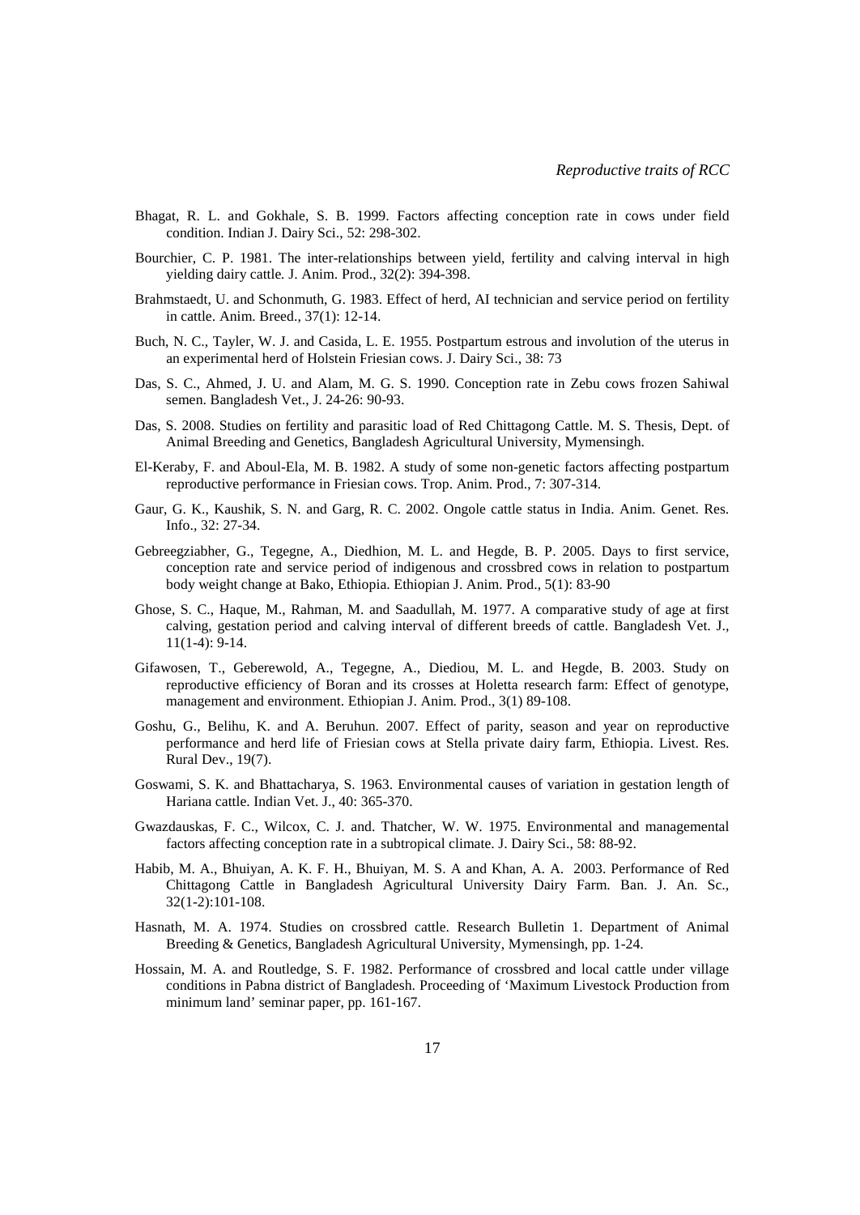Bhagat, R. L. and Gokhale, S. B. 1999. Factors affecting conception rate in cows under field condition. Indian J. Dairy Sci., 52: 298-302.

Bourchier, C. P. 1981. The inter-relationships between yield, fertility and calving interval in high yielding dairy cattle. J. Anim. Prod., 32(2): 394-398.

Brahmstaedt, U. and Schonmuth, G. 1983. Effect of herd, AI technician and service period on fertility in cattle. Anim. Breed., 37(1): 12-14.

Buch, N. C., Tayler, W. J. and Casida, L. E. 1955. Postpartum estrous and involution of the uterus in an experimental herd of Holstein Friesian cows. J. Dairy Sci., 38: 73

Das, S. C., Ahmed, J. U. and Alam, M. G. S. 1990. Conception rate in Zebu cows frozen Sahiwal semen. Bangladesh Vet., J. 24-26: 90-93.

Das, S. 2008. Studies on fertility and parasitic load of Red Chittagong Cattle. M. S. Thesis, Dept. of Animal Breeding and Genetics, Bangladesh Agricultural University, Mymensingh.

El-Keraby, F. and Aboul-Ela, M. B. 1982. A study of some non-genetic factors affecting postpartum reproductive performance in Friesian cows. Trop. Anim. Prod., 7: 307-314.

Gaur, G. K., Kaushik, S. N. and Garg, R. C. 2002. Ongole cattle status in India. Anim. Genet. Res. Info., 32: 27-34.

Gebreegziabher, G., Tegegne, A., Diedhion, M. L. and Hegde, B. P. 2005. Days to first service, conception rate and service period of indigenous and crossbred cows in relation to postpartum body weight change at Bako, Ethiopia. Ethiopian J. Anim. Prod., 5(1): 83-90

Ghose, S. C., Haque, M., Rahman, M. and Saadullah, M. 1977. A comparative study of age at first calving, gestation period and calving interval of different breeds of cattle. Bangladesh Vet. J., 11(1-4): 9-14.

Gifawosen, T., Geberewold, A., Tegegne, A., Diediou, M. L. and Hegde, B. 2003. Study on reproductive efficiency of Boran and its crosses at Holetta research farm: Effect of genotype, management and environment. Ethiopian J. Anim. Prod., 3(1) 89-108.

Goshu, G., Belihu, K. and A. Beruhun. 2007. Effect of parity, season and year on reproductive performance and herd life of Friesian cows at Stella private dairy farm, Ethiopia. Livest. Res. Rural Dev., 19(7).

Goswami, S. K. and Bhattacharya, S. 1963. Environmental causes of variation in gestation length of Hariana cattle. Indian Vet. J., 40: 365-370.

Gwazdauskas, F. C., Wilcox, C. J. and. Thatcher, W. W. 1975. Environmental and managemental factors affecting conception rate in a subtropical climate. J. Dairy Sci., 58: 88-92.

Habib, M. A., Bhuiyan, A. K. F. H., Bhuiyan, M. S. A and Khan, A. A. 2003. Performance of Red Chittagong Cattle in Bangladesh Agricultural University Dairy Farm. Ban. J. An. Sc., 32(1-2):101-108.

Hasnath, M. A. 1974. Studies on crossbred cattle. Research Bulletin 1. Department of Animal Breeding & Genetics, Bangladesh Agricultural University, Mymensingh, pp. 1-24.

Hossain, M. A. and Routledge, S. F. 1982. Performance of crossbred and local cattle under village conditions in Pabna district of Bangladesh. Proceeding of 'Maximum Livestock Production from minimum land' seminar paper, pp. 161-167.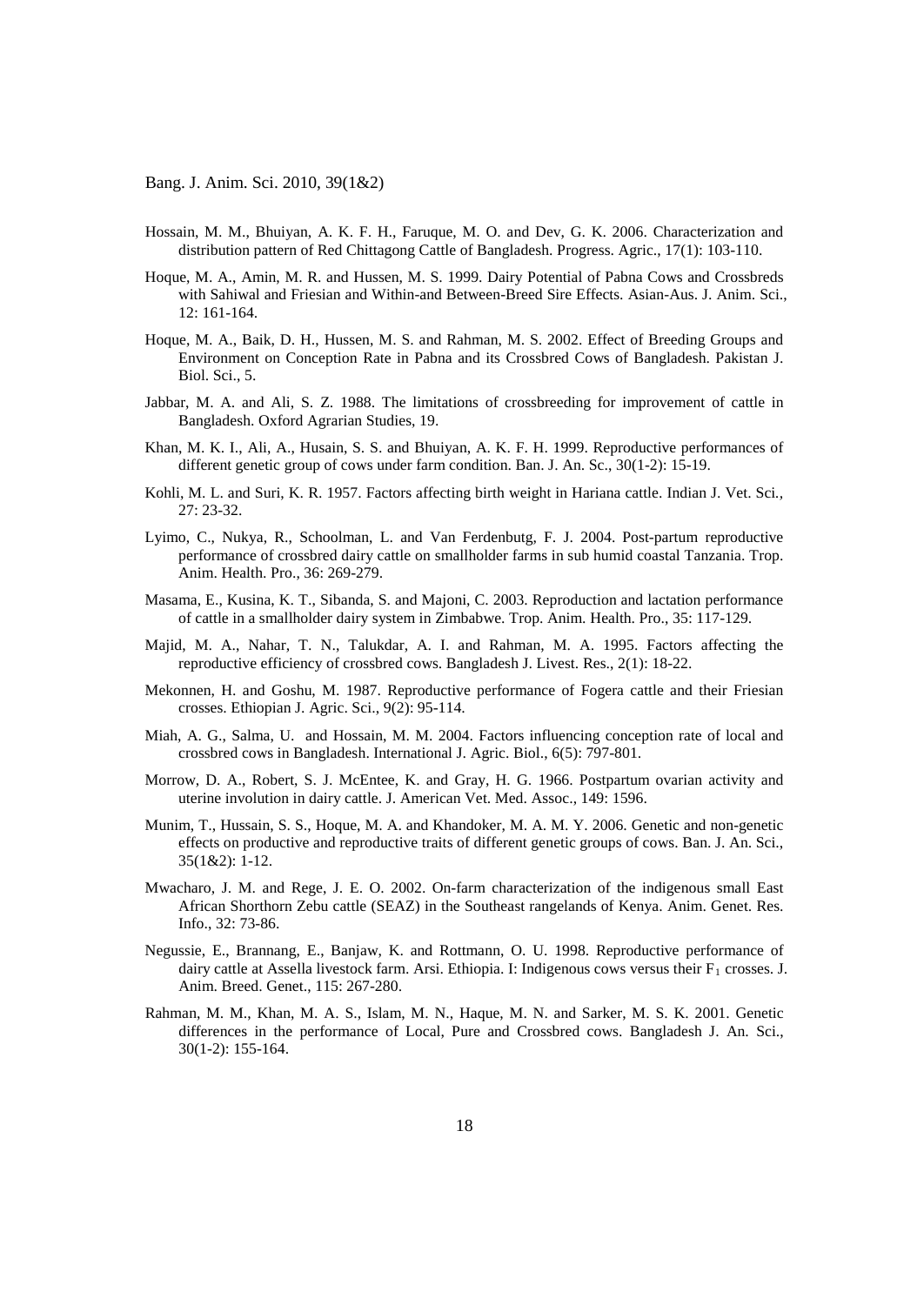Hossain, M. M., Bhuiyan, A. K. F. H., Faruque, M. O. and Dev, G. K. 2006. Characterization and distribution pattern of Red Chittagong Cattle of Bangladesh. Progress. Agric., 17(1): 103-110.

Hoque, M. A., Amin, M. R. and Hussen, M. S. 1999. Dairy Potential of Pabna Cows and Crossbreds with Sahiwal and Friesian and Within-and Between-Breed Sire Effects. Asian-Aus. J. Anim. Sci., 12: 161-164.

Hoque, M. A., Baik, D. H., Hussen, M. S. and Rahman, M. S. 2002. Effect of Breeding Groups and Environment on Conception Rate in Pabna and its Crossbred Cows of Bangladesh. Pakistan J. Biol. Sci., 5.

Jabbar, M. A. and Ali, S. Z. 1988. The limitations of crossbreeding for improvement of cattle in Bangladesh. Oxford Agrarian Studies, 19.

Khan, M. K. I., Ali, A., Husain, S. S. and Bhuiyan, A. K. F. H. 1999. Reproductive performances of different genetic group of cows under farm condition. Ban. J. An. Sc., 30(1-2): 15-19.

Kohli, M. L. and Suri, K. R. 1957. Factors affecting birth weight in Hariana cattle. Indian J. Vet. Sci., 27: 23-32.

Lyimo, C., Nukya, R., Schoolman, L. and Van Ferdenbutg, F. J. 2004. Post-partum reproductive performance of crossbred dairy cattle on smallholder farms in sub humid coastal Tanzania. Trop. Anim. Health. Pro., 36: 269-279.

Masama, E., Kusina, K. T., Sibanda, S. and Majoni, C. 2003. Reproduction and lactation performance of cattle in a smallholder dairy system in Zimbabwe. Trop. Anim. Health. Pro., 35: 117-129.

Majid, M. A., Nahar, T. N., Talukdar, A. I. and Rahman, M. A. 1995. Factors affecting the reproductive efficiency of crossbred cows. Bangladesh J. Livest. Res., 2(1): 18-22.

Mekonnen, H. and Goshu, M. 1987. Reproductive performance of Fogera cattle and their Friesian crosses. Ethiopian J. Agric. Sci., 9(2): 95-114.

Miah, A. G., Salma, U. and Hossain, M. M. 2004. Factors influencing conception rate of local and crossbred cows in Bangladesh. International J. Agric. Biol., 6(5): 797-801.

Morrow, D. A., Robert, S. J. McEntee, K. and Gray, H. G. 1966. Postpartum ovarian activity and uterine involution in dairy cattle. J. American Vet. Med. Assoc., 149: 1596.

Munim, T., Hussain, S. S., Hoque, M. A. and Khandoker, M. A. M. Y. 2006. Genetic and non-genetic effects on productive and reproductive traits of different genetic groups of cows. Ban. J. An. Sci., 35(1&2): 1-12.

Mwacharo, J. M. and Rege, J. E. O. 2002. On-farm characterization of the indigenous small East African Shorthorn Zebu cattle (SEAZ) in the Southeast rangelands of Kenya. Anim. Genet. Res. Info., 32: 73-86.

Negussie, E., Brannang, E., Banjaw, K. and Rottmann, O. U. 1998. Reproductive performance of dairy cattle at Assella livestock farm. Arsi. Ethiopia. I: Indigenous cows versus their $F_1$ crosses. J. Anim. Breed. Genet., 115: 267-280.

Rahman, M. M., Khan, M. A. S., Islam, M. N., Haque, M. N. and Sarker, M. S. K. 2001. Genetic differences in the performance of Local, Pure and Crossbred cows. Bangladesh J. An. Sci., 30(1-2): 155-164.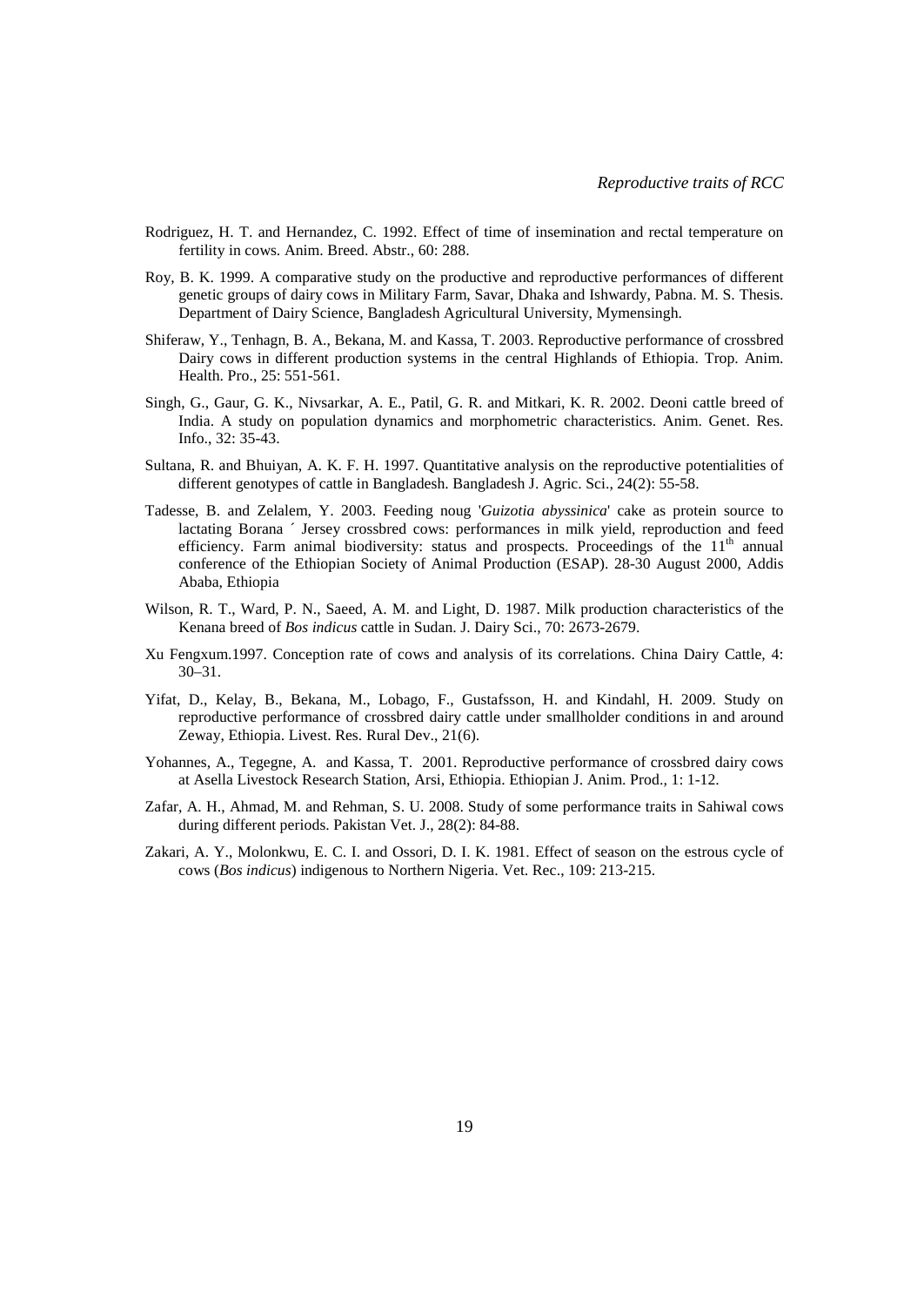Rodriguez, H. T. and Hernandez, C. 1992. Effect of time of insemination and rectal temperature on fertility in cows. Anim. Breed. Abstr., 60: 288.

Roy, B. K. 1999. A comparative study on the productive and reproductive performances of different genetic groups of dairy cows in Military Farm, Savar, Dhaka and Ishwardy, Pabna. M. S. Thesis. Department of Dairy Science, Bangladesh Agricultural University, Mymensingh.

Shiferaw, Y., Tenhagn, B. A., Bekana, M. and Kassa, T. 2003. Reproductive performance of crossbred Dairy cows in different production systems in the central Highlands of Ethiopia. Trop. Anim. Health. Pro., 25: 551-561.

Singh, G., Gaur, G. K., Nivsarkar, A. E., Patil, G. R. and Mitkari, K. R. 2002. Deoni cattle breed of India. A study on population dynamics and morphometric characteristics. Anim. Genet. Res. Info., 32: 35-43.

Sultana, R. and Bhuiyan, A. K. F. H. 1997. Quantitative analysis on the reproductive potentialities of different genotypes of cattle in Bangladesh. Bangladesh J. Agric. Sci., 24(2): 55-58.

Tadesse, B. and Zelalem, Y. 2003. Feeding noug '*Guizotia abyssinica*' cake as protein source to lactating Borana ´ Jersey crossbred cows: performances in milk yield, reproduction and feed efficiency. Farm animal biodiversity: status and prospects. Proceedings of the 11th annual conference of the Ethiopian Society of Animal Production (ESAP). 28-30 August 2000, Addis Ababa, Ethiopia

Wilson, R. T., Ward, P. N., Saeed, A. M. and Light, D. 1987. Milk production characteristics of the Kenana breed of *Bos indicus* cattle in Sudan. J. Dairy Sci., 70: 2673-2679.

Xu Fengxum.1997. Conception rate of cows and analysis of its correlations. China Dairy Cattle, 4: 30–31.

Yifat, D., Kelay, B., Bekana, M., Lobago, F., Gustafsson, H. and Kindahl, H. 2009. Study on reproductive performance of crossbred dairy cattle under smallholder conditions in and around Zeway, Ethiopia. Livest. Res. Rural Dev., 21(6).

Yohannes, A., Tegegne, A. and Kassa, T. 2001. Reproductive performance of crossbred dairy cows at Asella Livestock Research Station, Arsi, Ethiopia. Ethiopian J. Anim. Prod., 1: 1-12.

Zafar, A. H., Ahmad, M. and Rehman, S. U. 2008. Study of some performance traits in Sahiwal cows during different periods. Pakistan Vet. J., 28(2): 84-88.

Zakari, A. Y., Molonkwu, E. C. I. and Ossori, D. I. K. 1981. Effect of season on the estrous cycle of cows (*Bos indicus*) indigenous to Northern Nigeria. Vet. Rec., 109: 213-215.